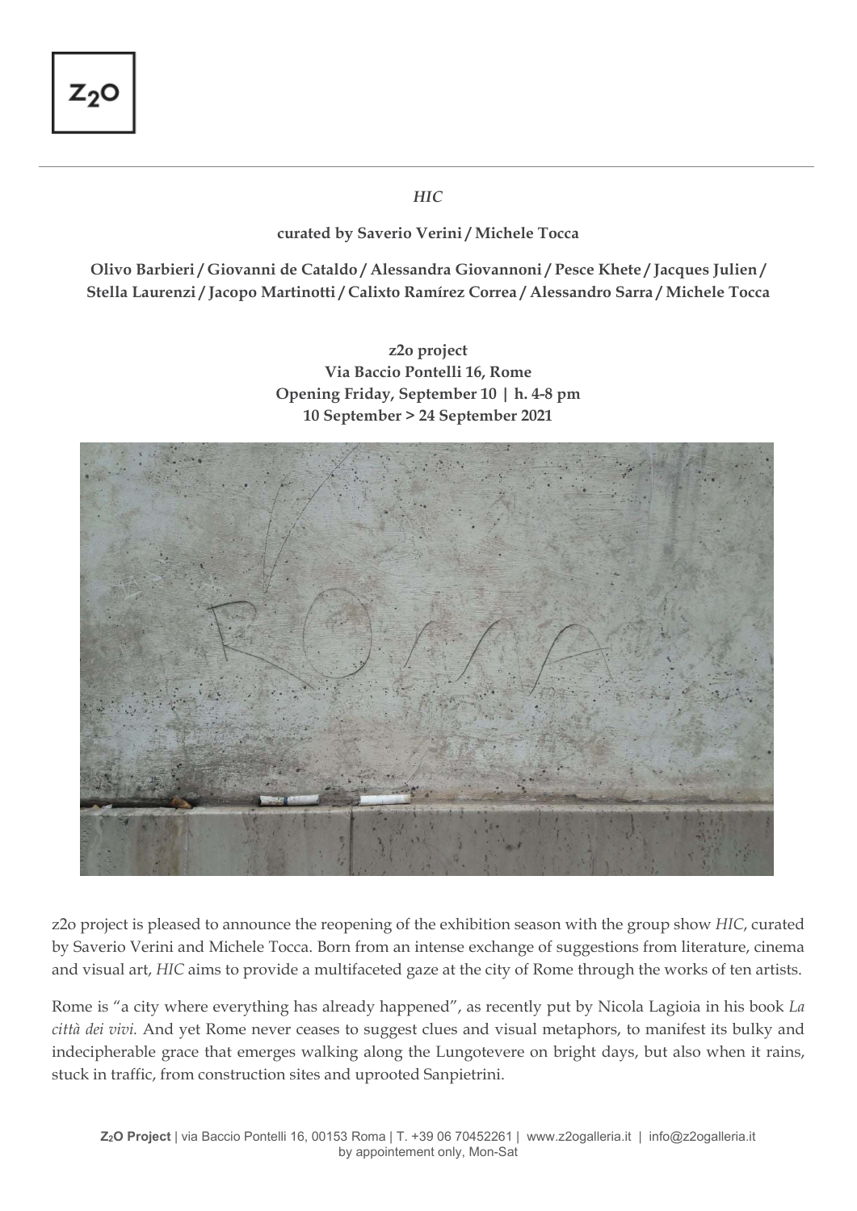*HIC*

**curated by Saverio Verini / Michele Tocca**

**Olivo Barbieri / Giovanni de Cataldo / Alessandra Giovannoni / Pesce Khete / Jacques Julien / Stella Laurenzi / Jacopo Martinotti / Calixto Ramírez Correa / Alessandro Sarra / Michele Tocca**

**z2o project**
**Via Baccio Pontelli 16, Rome**
**Opening Friday, September 10 | h. 4-8 pm**
**10 September > 24 September 2021**

z2o project is pleased to announce the reopening of the exhibition season with the group show *HIC*, curated by Saverio Verini and Michele Tocca. Born from an intense exchange of suggestions from literature, cinema and visual art, *HIC* aims to provide a multifaceted gaze at the city of Rome through the works of ten artists.

Rome is "a city where everything has already happened", as recently put by Nicola Lagioia in his book *La città dei vivi.* And yet Rome never ceases to suggest clues and visual metaphors, to manifest its bulky and indecipherable grace that emerges walking along the Lungotevere on bright days, but also when it rains, stuck in traffic, from construction sites and uprooted Sanpietrini.

**Z2O Project** | via Baccio Pontelli 16, 00153 Roma | T. +39 06 70452261 | www.z2ogalleria.it | info@z2ogalleria.it
by appointement only, Mon-Sat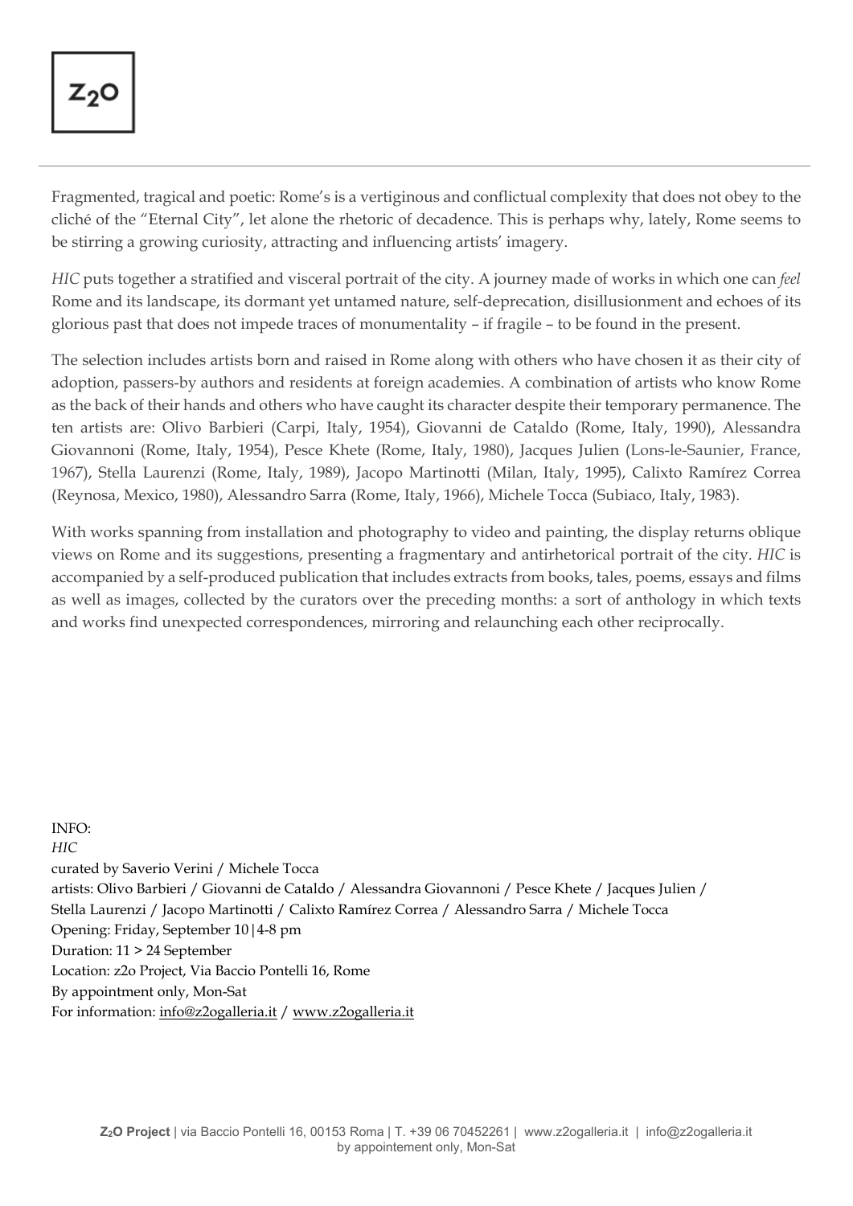Fragmented, tragical and poetic: Rome's is a vertiginous and conflictual complexity that does not obey to the cliché of the "Eternal City", let alone the rhetoric of decadence. This is perhaps why, lately, Rome seems to be stirring a growing curiosity, attracting and influencing artists' imagery.

*HIC* puts together a stratified and visceral portrait of the city. A journey made of works in which one can *feel* Rome and its landscape, its dormant yet untamed nature, self-deprecation, disillusionment and echoes of its glorious past that does not impede traces of monumentality – if fragile – to be found in the present.

The selection includes artists born and raised in Rome along with others who have chosen it as their city of adoption, passers-by authors and residents at foreign academies. A combination of artists who know Rome as the back of their hands and others who have caught its character despite their temporary permanence. The ten artists are: Olivo Barbieri (Carpi, Italy, 1954), Giovanni de Cataldo (Rome, Italy, 1990), Alessandra Giovannoni (Rome, Italy, 1954), Pesce Khete (Rome, Italy, 1980), Jacques Julien (Lons-le-Saunier, France, 1967), Stella Laurenzi (Rome, Italy, 1989), Jacopo Martinotti (Milan, Italy, 1995), Calixto Ramírez Correa (Reynosa, Mexico, 1980), Alessandro Sarra (Rome, Italy, 1966), Michele Tocca (Subiaco, Italy, 1983).

With works spanning from installation and photography to video and painting, the display returns oblique views on Rome and its suggestions, presenting a fragmentary and antirhetorical portrait of the city. *HIC* is accompanied by a self-produced publication that includes extracts from books, tales, poems, essays and films as well as images, collected by the curators over the preceding months: a sort of anthology in which texts and works find unexpected correspondences, mirroring and relaunching each other reciprocally.

INFO:
*HIC*
curated by Saverio Verini / Michele Tocca
artists: Olivo Barbieri / Giovanni de Cataldo / Alessandra Giovannoni / Pesce Khete / Jacques Julien / Stella Laurenzi / Jacopo Martinotti / Calixto Ramírez Correa / Alessandro Sarra / Michele Tocca
Opening: Friday, September 10|4-8 pm
Duration: 11 > 24 September
Location: z2o Project, Via Baccio Pontelli 16, Rome
By appointment only, Mon-Sat
For information: info@z2ogalleria.it / www.z2ogalleria.it